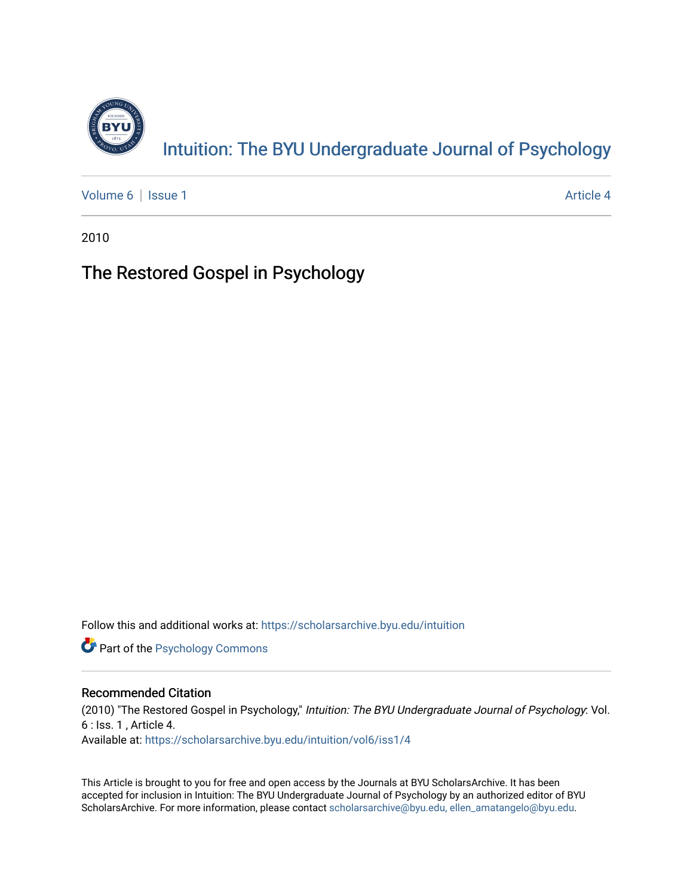# Intuition: The BYU Undergraduate Journal of Psychology

Volume 6 | Issue 1 Article 4

2010

## The Restored Gospel in Psychology

Follow this and additional works at: https://scholarsarchive.byu.edu/intuition

Part of the Psychology Commons

### Recommended Citation

(2010) "The Restored Gospel in Psychology," *Intuition: The BYU Undergraduate Journal of Psychology*: Vol. 6 : Iss. 1 , Article 4.
Available at: https://scholarsarchive.byu.edu/intuition/vol6/iss1/4

This Article is brought to you for free and open access by the Journals at BYU ScholarsArchive. It has been accepted for inclusion in Intuition: The BYU Undergraduate Journal of Psychology by an authorized editor of BYU ScholarsArchive. For more information, please contact scholarsarchive@byu.edu, ellen_amatangelo@byu.edu.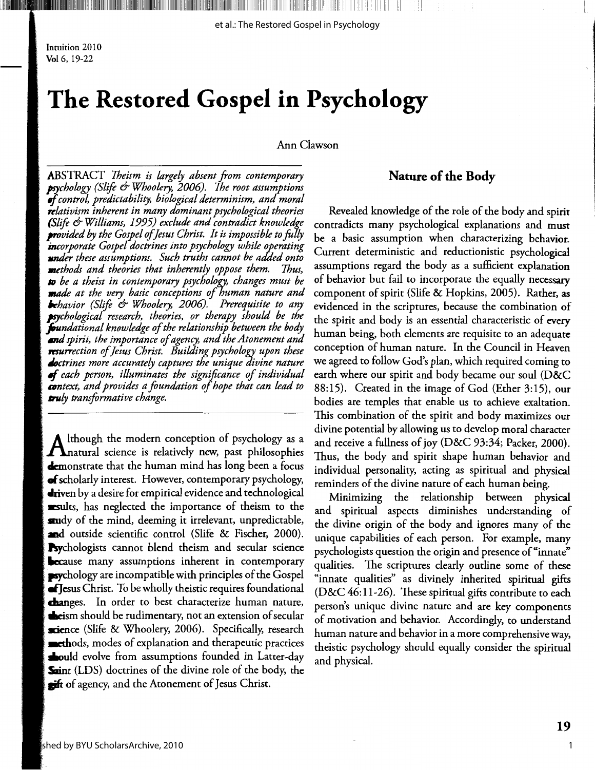# The Restored Gospel in Psychology

Ann Clawson

ABSTRACT *Theism is largely absent from contemporary psychology (Slife & Whoolery, 2006). The root assumptions of control, predictability, biological determinism, and moral relativism inherent in many dominant psychological theories (Slife & Williams, 1995) exclude and contradict knowledge provided by the Gospel of Jesus Christ. It is impossible to fully incorporate Gospel doctrines into psychology while operating under these assumptions. Such truths cannot be added onto methods and theories that inherently oppose them. Thus, to be a theist in contemporary psychology, changes must be made at the very basic conceptions of human nature and behavior (Slife & Whoolery, 2006). Prerequisite to any psychological research, theories, or therapy should be the foundational knowledge of the relationship between the body and spirit, the importance of agency, and the Atonement and resurrection of Jesus Christ. Building psychology upon these doctrines more accurately captures the unique divine nature of each person, illuminates the significance of individual context, and provides a foundation of hope that can lead to truly transformative change.*

Although the modern conception of psychology as a natural science is relatively new, past philosophies demonstrate that the human mind has long been a focus of scholarly interest. However, contemporary psychology, driven by a desire for empirical evidence and technological results, has neglected the importance of theism to the study of the mind, deeming it irrelevant, unpredictable, and outside scientific control (Slife & Fischer, 2000). Psychologists cannot blend theism and secular science because many assumptions inherent in contemporary psychology are incompatible with principles of the Gospel of Jesus Christ. To be wholly theistic requires foundational changes. In order to best characterize human nature, theism should be rudimentary, not an extension of secular science (Slife & Whoolery, 2006). Specifically, research methods, modes of explanation and therapeutic practices should evolve from assumptions founded in Latter-day Saint (LDS) doctrines of the divine role of the body, the gift of agency, and the Atonement of Jesus Christ.

## Nature of the Body

Revealed knowledge of the role of the body and spirit contradicts many psychological explanations and must be a basic assumption when characterizing behavior. Current deterministic and reductionistic psychological assumptions regard the body as a sufficient explanation of behavior but fail to incorporate the equally necessary component of spirit (Slife & Hopkins, 2005). Rather, as evidenced in the scriptures, because the combination of the spirit and body is an essential characteristic of every human being, both elements are requisite to an adequate conception of human nature. In the Council in Heaven we agreed to follow God's plan, which required coming to earth where our spirit and body became our soul (D&C 88:15). Created in the image of God (Ether 3:15), our bodies are temples that enable us to achieve exaltation. This combination of the spirit and body maximizes our divine potential by allowing us to develop moral character and receive a fullness of joy (D&C 93:34; Packer, 2000). Thus, the body and spirit shape human behavior and individual personality, acting as spiritual and physical reminders of the divine nature of each human being.

Minimizing the relationship between physical and spiritual aspects diminishes understanding of the divine origin of the body and ignores many of the unique capabilities of each person. For example, many psychologists question the origin and presence of "innate" qualities. The scriptures clearly outline some of these "innate qualities" as divinely inherited spiritual gifts (D&C 46:11-26). These spiritual gifts contribute to each person's unique divine nature and are key components of motivation and behavior. Accordingly, to understand human nature and behavior in a more comprehensive way, theistic psychology should equally consider the spiritual and physical.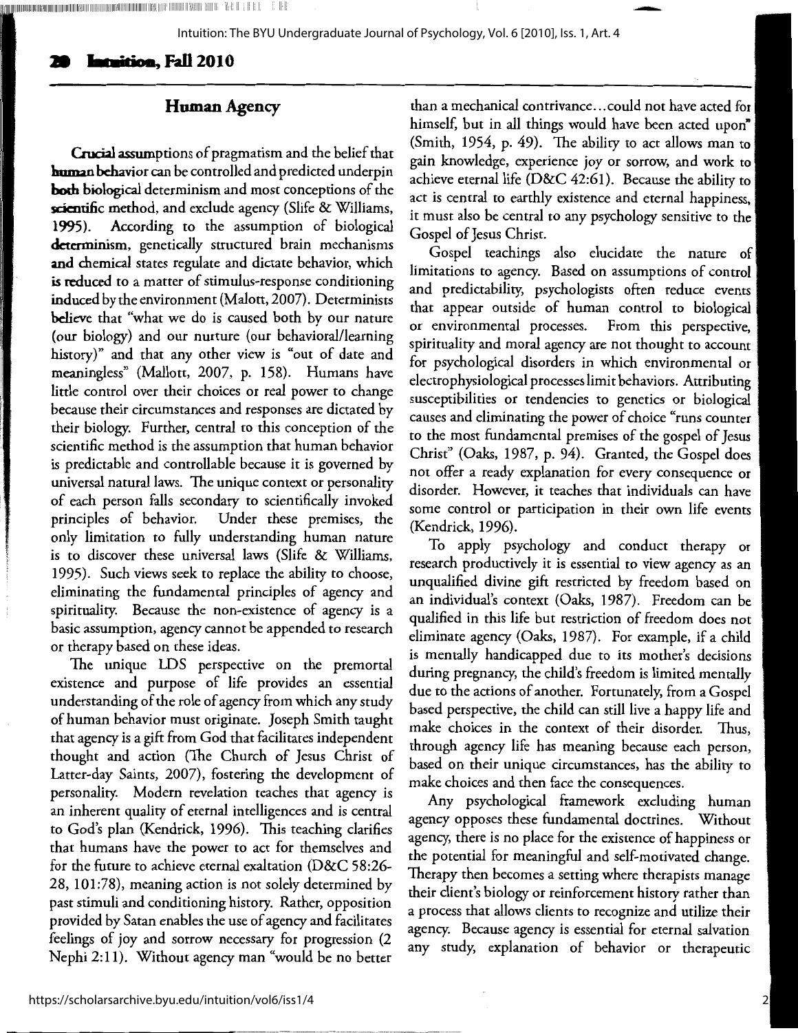## Human Agency

Crucial assumptions of pragmatism and the belief that human behavior can be controlled and predicted underpin both biological determinism and most conceptions of the scientific method, and exclude agency (Slife & Williams, 1995). According to the assumption of biological determinism, genetically structured brain mechanisms and chemical states regulate and dictate behavior, which is reduced to a matter of stimulus-response conditioning induced by the environment (Malott, 2007). Determinists believe that "what we do is caused both by our nature (our biology) and our nurture (our behavioral/learning history)" and that any other view is "out of date and meaningless" (Mallott, 2007, p. 158). Humans have little control over their choices or real power to change because their circumstances and responses are dictated by their biology. Further, central to this conception of the scientific method is the assumption that human behavior is predictable and controllable because it is governed by universal natural laws. The unique context or personality of each person falls secondary to scientifically invoked principles of behavior. Under these premises, the only limitation to fully understanding human nature is to discover these universal laws (Slife & Williams, 1995). Such views seek to replace the ability to choose, eliminating the fundamental principles of agency and spirituality. Because the non-existence of agency is a basic assumption, agency cannot be appended to research or therapy based on these ideas.

The unique LDS perspective on the premortal existence and purpose of life provides an essential understanding of the role of agency from which any study of human behavior must originate. Joseph Smith taught that agency is a gift from God that facilitates independent thought and action (The Church of Jesus Christ of Latter-day Saints, 2007), fostering the development of personality. Modern revelation teaches that agency is an inherent quality of eternal intelligences and is central to God's plan (Kendrick, 1996). This teaching clarifies that humans have the power to act for themselves and for the future to achieve eternal exaltation (D&C 58:26-28, 101:78), meaning action is not solely determined by past stimuli and conditioning history. Rather, opposition provided by Satan enables the use of agency and facilitates feelings of joy and sorrow necessary for progression (2 Nephi 2:11). Without agency man "would be no better than a mechanical contrivance…could not have acted for himself, but in all things would have been acted upon" (Smith, 1954, p. 49). The ability to act allows man to gain knowledge, experience joy or sorrow, and work to achieve eternal life (D&C 42:61). Because the ability to act is central to earthly existence and eternal happiness, it must also be central to any psychology sensitive to the Gospel of Jesus Christ.

Gospel teachings also elucidate the nature of limitations to agency. Based on assumptions of control and predictability, psychologists often reduce events that appear outside of human control to biological or environmental processes. From this perspective, spirituality and moral agency are not thought to account for psychological disorders in which environmental or electrophysiological processes limit behaviors. Attributing susceptibilities or tendencies to genetics or biological causes and eliminating the power of choice "runs counter to the most fundamental premises of the gospel of Jesus Christ" (Oaks, 1987, p. 94). Granted, the Gospel does not offer a ready explanation for every consequence or disorder. However, it teaches that individuals can have some control or participation in their own life events (Kendrick, 1996).

To apply psychology and conduct therapy or research productively it is essential to view agency as an unqualified divine gift restricted by freedom based on an individual's context (Oaks, 1987). Freedom can be qualified in this life but restriction of freedom does not eliminate agency (Oaks, 1987). For example, if a child is mentally handicapped due to its mother's decisions during pregnancy, the child's freedom is limited mentally due to the actions of another. Fortunately, from a Gospel based perspective, the child can still live a happy life and make choices in the context of their disorder. Thus, through agency life has meaning because each person, based on their unique circumstances, has the ability to make choices and then face the consequences.

Any psychological framework excluding human agency opposes these fundamental doctrines. Without agency, there is no place for the existence of happiness or the potential for meaningful and self-motivated change. Therapy then becomes a setting where therapists manage their client's biology or reinforcement history rather than a process that allows clients to recognize and utilize their agency. Because agency is essential for eternal salvation any study, explanation of behavior or therapeutic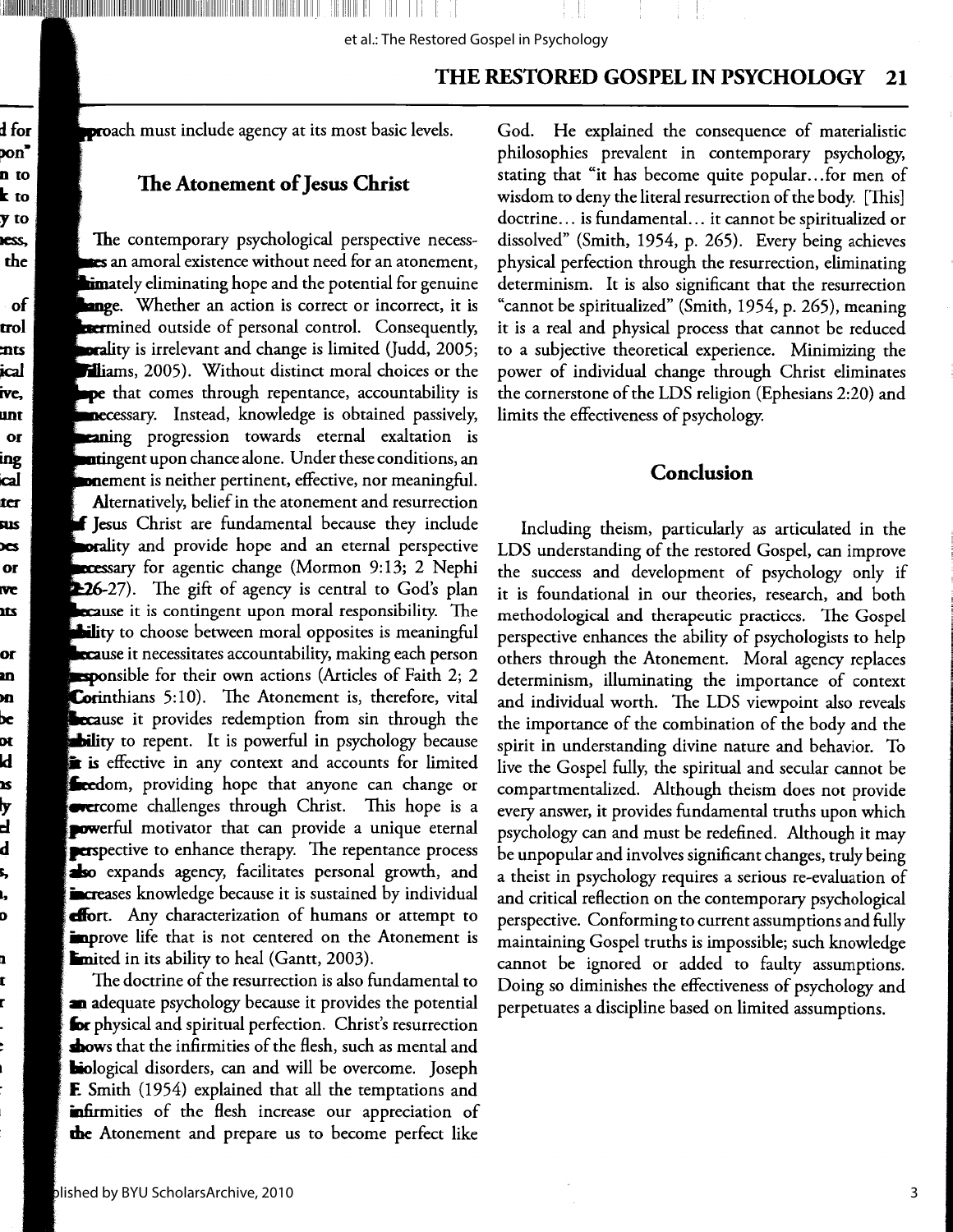approach must include agency at its most basic levels.

## The Atonement of Jesus Christ

The contemporary psychological perspective necessitates an amoral existence without need for an atonement, ultimately eliminating hope and the potential for genuine change. Whether an action is correct or incorrect, it is determined outside of personal control. Consequently, morality is irrelevant and change is limited (Judd, 2005; Williams, 2005). Without distinct moral choices or the hope that comes through repentance, accountability is unnecessary. Instead, knowledge is obtained passively, meaning progression towards eternal exaltation is contingent upon chance alone. Under these conditions, an atonement is neither pertinent, effective, nor meaningful.

Alternatively, belief in the atonement and resurrection of Jesus Christ are fundamental because they include morality and provide hope and an eternal perspective necessary for agentic change (Mormon 9:13; 2 Nephi 2:26-27). The gift of agency is central to God's plan because it is contingent upon moral responsibility. The ability to choose between moral opposites is meaningful because it necessitates accountability, making each person responsible for their own actions (Articles of Faith 2; 2 Corinthians 5:10). The Atonement is, therefore, vital because it provides redemption from sin through the ability to repent. It is powerful in psychology because it is effective in any context and accounts for limited freedom, providing hope that anyone can change or overcome challenges through Christ. This hope is a powerful motivator that can provide a unique eternal perspective to enhance therapy. The repentance process also expands agency, facilitates personal growth, and increases knowledge because it is sustained by individual effort. Any characterization of humans or attempt to improve life that is not centered on the Atonement is limited in its ability to heal (Gantt, 2003).

The doctrine of the resurrection is also fundamental to an adequate psychology because it provides the potential for physical and spiritual perfection. Christ's resurrection shows that the infirmities of the flesh, such as mental and biological disorders, can and will be overcome. Joseph F. Smith (1954) explained that all the temptations and infirmities of the flesh increase our appreciation of the Atonement and prepare us to become perfect like God. He explained the consequence of materialistic philosophies prevalent in contemporary psychology, stating that "it has become quite popular...for men of wisdom to deny the literal resurrection of the body. [This] doctrine... is fundamental... it cannot be spiritualized or dissolved" (Smith, 1954, p. 265). Every being achieves physical perfection through the resurrection, eliminating determinism. It is also significant that the resurrection "cannot be spiritualized" (Smith, 1954, p. 265), meaning it is a real and physical process that cannot be reduced to a subjective theoretical experience. Minimizing the power of individual change through Christ eliminates the cornerstone of the LDS religion (Ephesians 2:20) and limits the effectiveness of psychology.

## Conclusion

Including theism, particularly as articulated in the LDS understanding of the restored Gospel, can improve the success and development of psychology only if it is foundational in our theories, research, and both methodological and therapeutic practices. The Gospel perspective enhances the ability of psychologists to help others through the Atonement. Moral agency replaces determinism, illuminating the importance of context and individual worth. The LDS viewpoint also reveals the importance of the combination of the body and the spirit in understanding divine nature and behavior. To live the Gospel fully, the spiritual and secular cannot be compartmentalized. Although theism does not provide every answer, it provides fundamental truths upon which psychology can and must be redefined. Although it may be unpopular and involves significant changes, truly being a theist in psychology requires a serious re-evaluation of and critical reflection on the contemporary psychological perspective. Conforming to current assumptions and fully maintaining Gospel truths is impossible; such knowledge cannot be ignored or added to faulty assumptions. Doing so diminishes the effectiveness of psychology and perpetuates a discipline based on limited assumptions.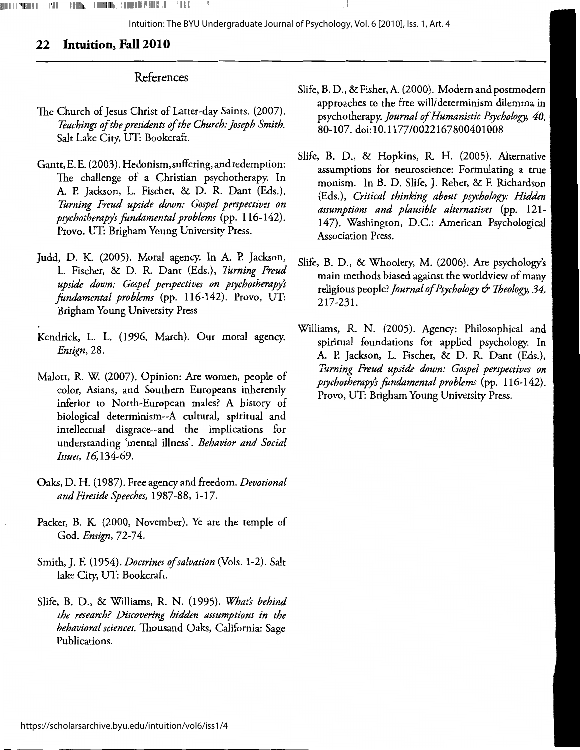## References

The Church of Jesus Christ of Latter-day Saints. (2007). *Teachings of the presidents of the Church: Joseph Smith.* Salt Lake City, UT: Bookcraft.

Gantt, E. E. (2003). Hedonism, suffering, and redemption: The challenge of a Christian psychotherapy. In A. P. Jackson, L. Fischer, & D. R. Dant (Eds.), *Turning Freud upside down: Gospel perspectives on psychotherapy's fundamental problems* (pp. 116-142). Provo, UT: Brigham Young University Press.

Judd, D. K. (2005). Moral agency. In A. P. Jackson, L. Fischer, & D. R. Dant (Eds.), *Turning Freud upside down: Gospel perspectives on psychotherapy's fundamental problems* (pp. 116-142). Provo, UT: Brigham Young University Press

Kendrick, L. L. (1996, March). Our moral agency. *Ensign*, 28.

Malott, R. W. (2007). Opinion: Are women, people of color, Asians, and Southern Europeans inherently inferior to North-European males? A history of biological determinism--A cultural, spiritual and intellectual disgrace--and the implications for understanding 'mental illness'. *Behavior and Social Issues, 16,*134-69.

Oaks, D. H. (1987). Free agency and freedom. *Devotional and Fireside Speeches,* 1987-88, 1-17.

Packer, B. K. (2000, November). Ye are the temple of God. *Ensign*, 72-74.

Smith, J. F. (1954). *Doctrines of salvation* (Vols. 1-2). Salt lake City, UT: Bookcraft.

Slife, B. D., & Williams, R. N. (1995). *What's behind the research? Discovering hidden assumptions in the behavioral sciences.* Thousand Oaks, California: Sage Publications.

Slife, B. D., & Fisher, A. (2000). Modern and postmodern approaches to the free will/determinism dilemma in psychotherapy. *Journal of Humanistic Psychology, 40,* 80-107. doi:10.1177/0022167800401008

Slife, B. D., & Hopkins, R. H. (2005). Alternative assumptions for neuroscience: Formulating a true monism. In B. D. Slife, J. Reber, & F. Richardson (Eds.), *Critical thinking about psychology: Hidden assumptions and plausible alternatives* (pp. 121-147). Washington, D.C.: American Psychological Association Press.

Slife, B. D., & Whoolery, M. (2006). Are psychology's main methods biased against the worldview of many religious people? *Journal of Psychology & Theology, 34,* 217-231.

Williams, R. N. (2005). Agency: Philosophical and spiritual foundations for applied psychology. In A. P. Jackson, L. Fischer, & D. R. Dant (Eds.), *Turning Freud upside down: Gospel perspectives on psychotherapy's fundamental problems* (pp. 116-142). Provo, UT: Brigham Young University Press.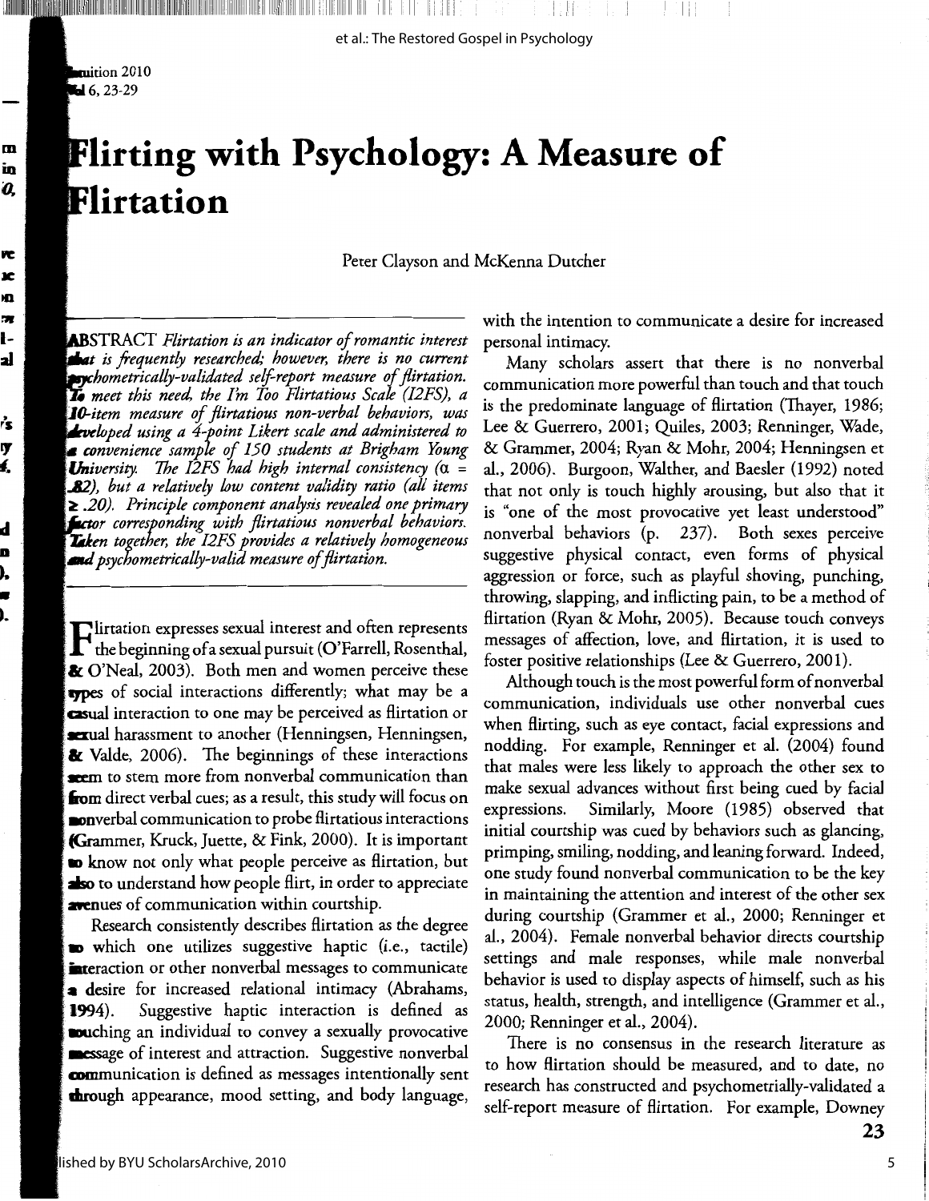# Flirting with Psychology: A Measure of Flirtation

Peter Clayson and McKenna Dutcher

ABSTRACT *Flirtation is an indicator of romantic interest that is frequently researched; however, there is no current psychometrically-validated self-report measure of flirtation. To meet this need, the I'm Too Flirtatious Scale (I2FS), a 10-item measure of flirtatious non-verbal behaviors, was developed using a 4-point Likert scale and administered to a convenience sample of 150 students at Brigham Young University. The I2FS had high internal consistency (α = .82), but a relatively low content validity ratio (all items ≥ .20). Principle component analysis revealed one primary factor corresponding with flirtatious nonverbal behaviors. Taken together, the I2FS provides a relatively homogeneous and psychometrically-valid measure of flirtation.*

Flirtation expresses sexual interest and often represents the beginning of a sexual pursuit (O'Farrell, Rosenthal, & O'Neal, 2003). Both men and women perceive these types of social interactions differently; what may be a casual interaction to one may be perceived as flirtation or sexual harassment to another (Henningsen, Henningsen, & Valde, 2006). The beginnings of these interactions seem to stem more from nonverbal communication than from direct verbal cues; as a result, this study will focus on nonverbal communication to probe flirtatious interactions (Grammer, Kruck, Juette, & Fink, 2000). It is important to know not only what people perceive as flirtation, but also to understand how people flirt, in order to appreciate avenues of communication within courtship.

Research consistently describes flirtation as the degree to which one utilizes suggestive haptic (i.e., tactile) interaction or other nonverbal messages to communicate a desire for increased relational intimacy (Abrahams, 1994). Suggestive haptic interaction is defined as touching an individual to convey a sexually provocative message of interest and attraction. Suggestive nonverbal communication is defined as messages intentionally sent through appearance, mood setting, and body language, with the intention to communicate a desire for increased personal intimacy.

Many scholars assert that there is no nonverbal communication more powerful than touch and that touch is the predominate language of flirtation (Thayer, 1986; Lee & Guerrero, 2001; Quiles, 2003; Renninger, Wade, & Grammer, 2004; Ryan & Mohr, 2004; Henningsen et al., 2006). Burgoon, Walther, and Baesler (1992) noted that not only is touch highly arousing, but also that it is "one of the most provocative yet least understood" nonverbal behaviors (p. 237). Both sexes perceive suggestive physical contact, even forms of physical aggression or force, such as playful shoving, punching, throwing, slapping, and inflicting pain, to be a method of flirtation (Ryan & Mohr, 2005). Because touch conveys messages of affection, love, and flirtation, it is used to foster positive relationships (Lee & Guerrero, 2001).

Although touch is the most powerful form of nonverbal communication, individuals use other nonverbal cues when flirting, such as eye contact, facial expressions and nodding. For example, Renninger et al. (2004) found that males were less likely to approach the other sex to make sexual advances without first being cued by facial expressions. Similarly, Moore (1985) observed that initial courtship was cued by behaviors such as glancing, primping, smiling, nodding, and leaning forward. Indeed, one study found nonverbal communication to be the key in maintaining the attention and interest of the other sex during courtship (Grammer et al., 2000; Renninger et al., 2004). Female nonverbal behavior directs courtship settings and male responses, while male nonverbal behavior is used to display aspects of himself, such as his status, health, strength, and intelligence (Grammer et al., 2000; Renninger et al., 2004).

There is no consensus in the research literature as to how flirtation should be measured, and to date, no research has constructed and psychometrially-validated a self-report measure of flirtation. For example, Downey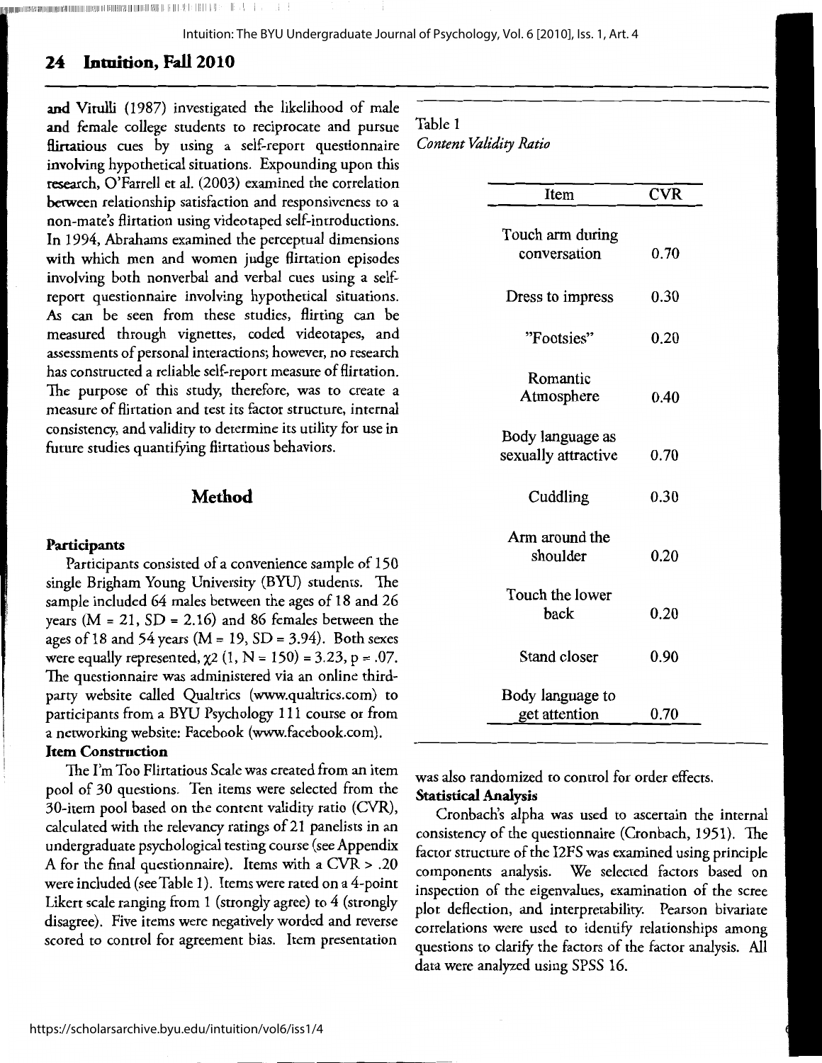and Virulli (1987) investigated the likelihood of male and female college students to reciprocate and pursue flirtatious cues by using a self-report questionnaire involving hypothetical situations. Expounding upon this research, O'Farrell et al. (2003) examined the correlation between relationship satisfaction and responsiveness to a non-mate's flirtation using videotaped self-introductions. In 1994, Abrahams examined the perceptual dimensions with which men and women judge flirtation episodes involving both nonverbal and verbal cues using a self-report questionnaire involving hypothetical situations. As can be seen from these studies, flirting can be measured through vignettes, coded videotapes, and assessments of personal interactions; however, no research has constructed a reliable self-report measure of flirtation. The purpose of this study, therefore, was to create a measure of flirtation and test its factor structure, internal consistency, and validity to determine its utility for use in future studies quantifying flirtatious behaviors.

## Method

### Participants

Participants consisted of a convenience sample of 150 single Brigham Young University (BYU) students. The sample included 64 males between the ages of 18 and 26 years ($M = 21$, $SD = 2.16$) and 86 females between the ages of 18 and 54 years ($M = 19$, $SD = 3.94$). Both sexes were equally represented, $\chi^2(1, N = 150) = 3.23$, $p = .07$. The questionnaire was administered via an online third-party website called Qualtrics (www.qualtrics.com) to participants from a BYU Psychology 111 course or from a networking website: Facebook (www.facebook.com).

### Item Construction

The I'm Too Flirtatious Scale was created from an item pool of 30 questions. Ten items were selected from the 30-item pool based on the content validity ratio (CVR), calculated with the relevancy ratings of 21 panelists in an undergraduate psychological testing course (see Appendix A for the final questionnaire). Items with a CVR > .20 were included (see Table 1). Items were rated on a 4-point Likert scale ranging from 1 (strongly agree) to 4 (strongly disagree). Five items were negatively worded and reverse scored to control for agreement bias. Item presentation was also randomized to control for order effects.

Table 1
*Content Validity Ratio*

| Item | CVR |
|---|---|
| Touch arm during conversation | 0.70 |
| Dress to impress | 0.30 |
| "Footsies" | 0.20 |
| Romantic Atmosphere | 0.40 |
| Body language as sexually attractive | 0.70 |
| Cuddling | 0.30 |
| Arm around the shoulder | 0.20 |
| Touch the lower back | 0.20 |
| Stand closer | 0.90 |
| Body language to get attention | 0.70 |

### Statistical Analysis

Cronbach's alpha was used to ascertain the internal consistency of the questionnaire (Cronbach, 1951). The factor structure of the I2FS was examined using principle components analysis. We selected factors based on inspection of the eigenvalues, examination of the scree plot deflection, and interpretability. Pearson bivariate correlations were used to identify relationships among questions to clarify the factors of the factor analysis. All data were analyzed using SPSS 16.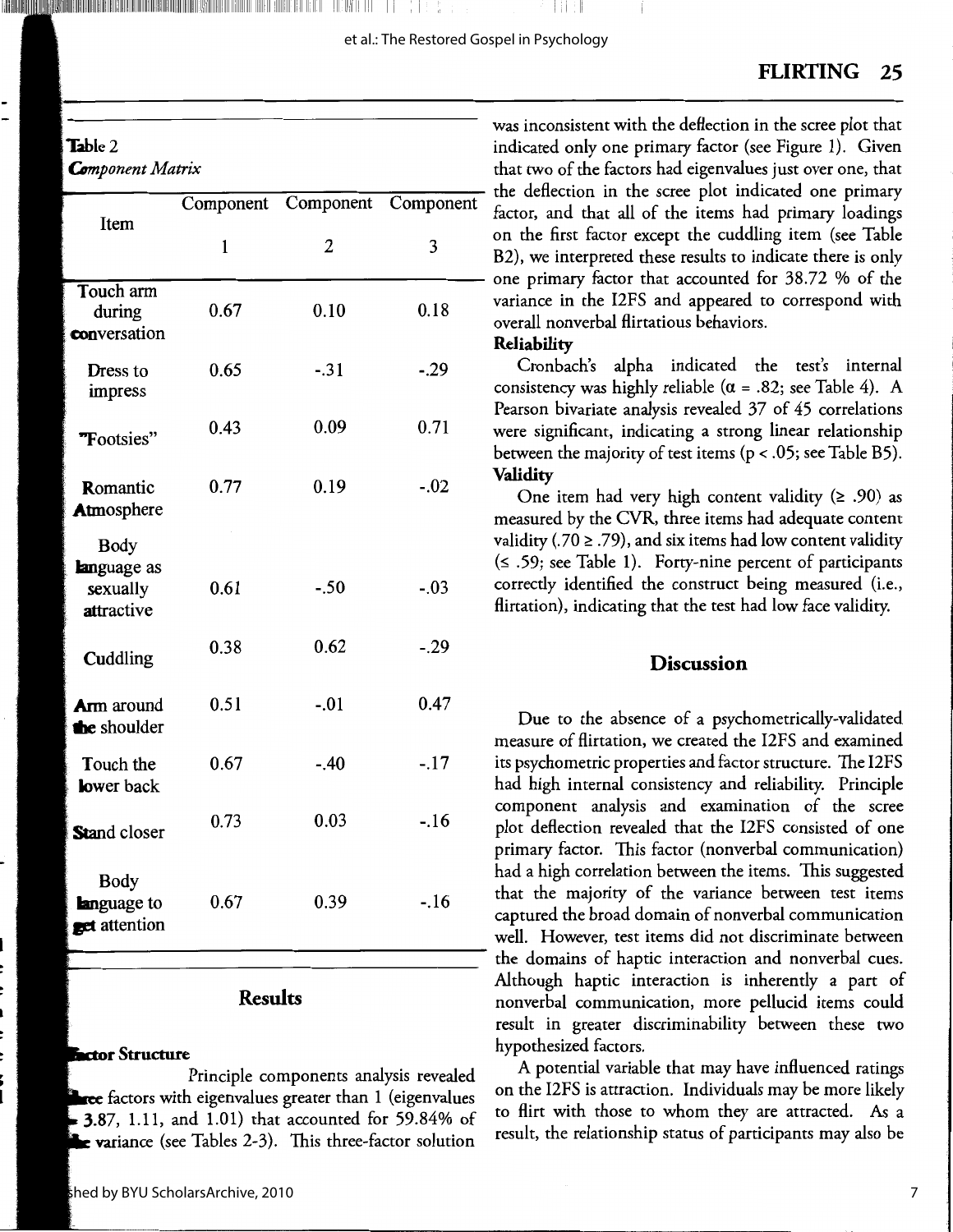Table 2
*Component Matrix*

| Item | Component 1 | Component 2 | Component 3 |
|---|---|---|---|
| Touch arm during conversation | 0.67 | 0.10 | 0.18 |
| Dress to impress | 0.65 | -.31 | -.29 |
| "Footsies" | 0.43 | 0.09 | 0.71 |
| Romantic Atmosphere | 0.77 | 0.19 | -.02 |
| Body language as sexually attractive | 0.61 | -.50 | -.03 |
| Cuddling | 0.38 | 0.62 | -.29 |
| Arm around the shoulder | 0.51 | -.01 | 0.47 |
| Touch the lower back | 0.67 | -.40 | -.17 |
| Stand closer | 0.73 | 0.03 | -.16 |
| Body language to get attention | 0.67 | 0.39 | -.16 |

## Results

### Factor Structure

Principle components analysis revealed three factors with eigenvalues greater than 1 (eigenvalues = 3.87, 1.11, and 1.01) that accounted for 59.84% of the variance (see Tables 2-3). This three-factor solution was inconsistent with the deflection in the scree plot that indicated only one primary factor (see Figure 1). Given that two of the factors had eigenvalues just over one, that the deflection in the scree plot indicated one primary factor, and that all of the items had primary loadings on the first factor except the cuddling item (see Table B2), we interpreted these results to indicate there is only one primary factor that accounted for 38.72 % of the variance in the I2FS and appeared to correspond with overall nonverbal flirtatious behaviors.

### Reliability

Cronbach's alpha indicated the test's internal consistency was highly reliable ($\alpha = .82$; see Table 4). A Pearson bivariate analysis revealed 37 of 45 correlations were significant, indicating a strong linear relationship between the majority of test items ($p < .05$; see Table B5).

### Validity

One item had very high content validity ($\geq .90$) as measured by the CVR, three items had adequate content validity ($.70 \geq .79$), and six items had low content validity ($\leq .59$; see Table 1). Forty-nine percent of participants correctly identified the construct being measured (i.e., flirtation), indicating that the test had low face validity.

## Discussion

Due to the absence of a psychometrically-validated measure of flirtation, we created the I2FS and examined its psychometric properties and factor structure. The I2FS had high internal consistency and reliability. Principle component analysis and examination of the scree plot deflection revealed that the I2FS consisted of one primary factor. This factor (nonverbal communication) had a high correlation between the items. This suggested that the majority of the variance between test items captured the broad domain of nonverbal communication well. However, test items did not discriminate between the domains of haptic interaction and nonverbal cues. Although haptic interaction is inherently a part of nonverbal communication, more pellucid items could result in greater discriminability between these two hypothesized factors.

A potential variable that may have influenced ratings on the I2FS is attraction. Individuals may be more likely to flirt with those to whom they are attracted. As a result, the relationship status of participants may also be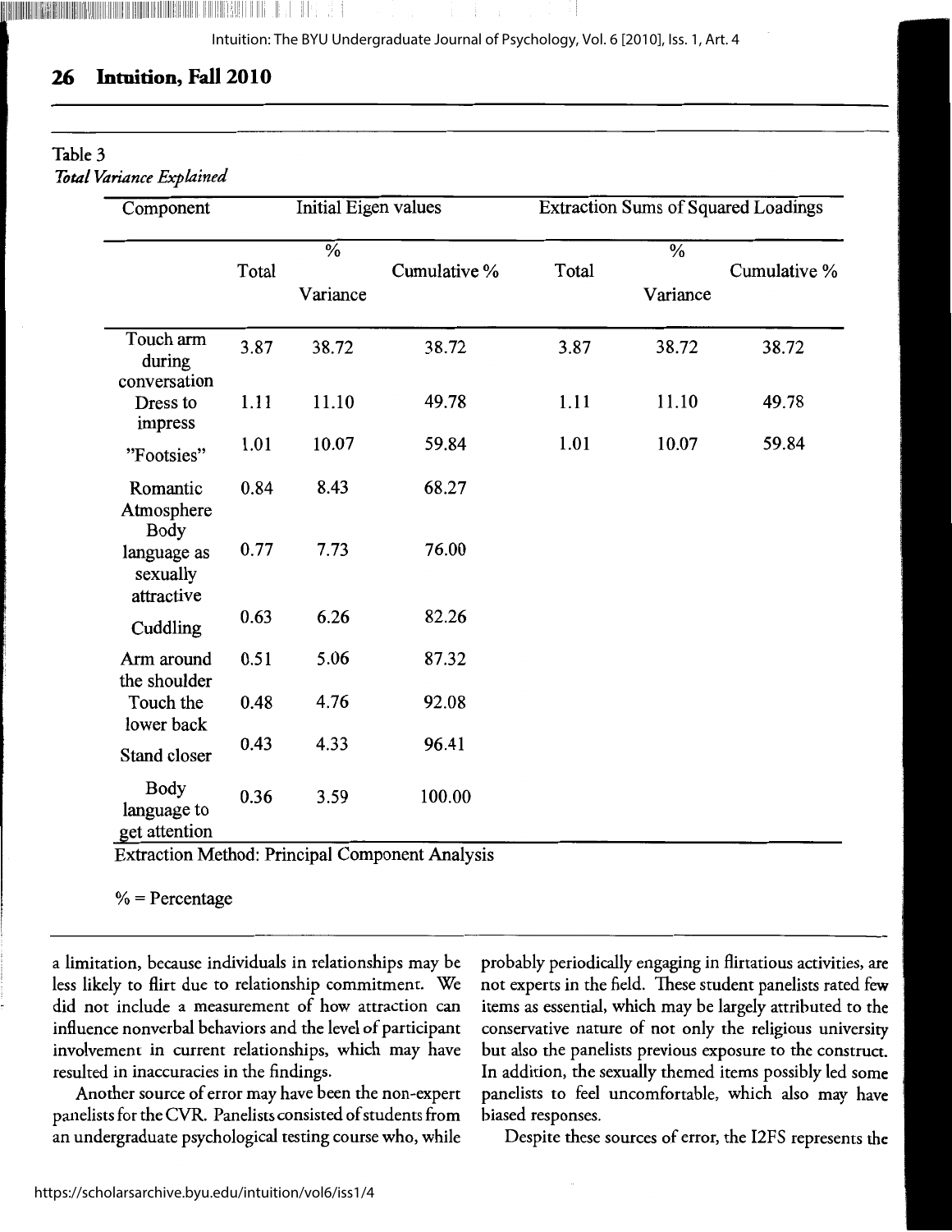Table 3
*Total Variance Explained*

| Component | Initial Eigen values | | | Extraction Sums of Squared Loadings | | |
|---|---|---|---|---|---|---|
| | Total | % Variance | Cumulative % | Total | % Variance | Cumulative % |
| Touch arm during conversation | 3.87 | 38.72 | 38.72 | 3.87 | 38.72 | 38.72 |
| Dress to impress | 1.11 | 11.10 | 49.78 | 1.11 | 11.10 | 49.78 |
| "Footsies" | 1.01 | 10.07 | 59.84 | 1.01 | 10.07 | 59.84 |
| Romantic Atmosphere | 0.84 | 8.43 | 68.27 | | | |
| Body language as sexually attractive | 0.77 | 7.73 | 76.00 | | | |
| Cuddling | 0.63 | 6.26 | 82.26 | | | |
| Arm around the shoulder | 0.51 | 5.06 | 87.32 | | | |
| Touch the lower back | 0.48 | 4.76 | 92.08 | | | |
| Stand closer | 0.43 | 4.33 | 96.41 | | | |
| Body language to get attention | 0.36 | 3.59 | 100.00 | | | |

Extraction Method: Principal Component Analysis

% = Percentage

a limitation, because individuals in relationships may be less likely to flirt due to relationship commitment. We did not include a measurement of how attraction can influence nonverbal behaviors and the level of participant involvement in current relationships, which may have resulted in inaccuracies in the findings.

Another source of error may have been the non-expert panelists for the CVR. Panelists consisted of students from an undergraduate psychological testing course who, while probably periodically engaging in flirtatious activities, are not experts in the field. These student panelists rated few items as essential, which may be largely attributed to the conservative nature of not only the religious university but also the panelists previous exposure to the construct. In addition, the sexually themed items possibly led some panelists to feel uncomfortable, which also may have biased responses.

Despite these sources of error, the I2FS represents the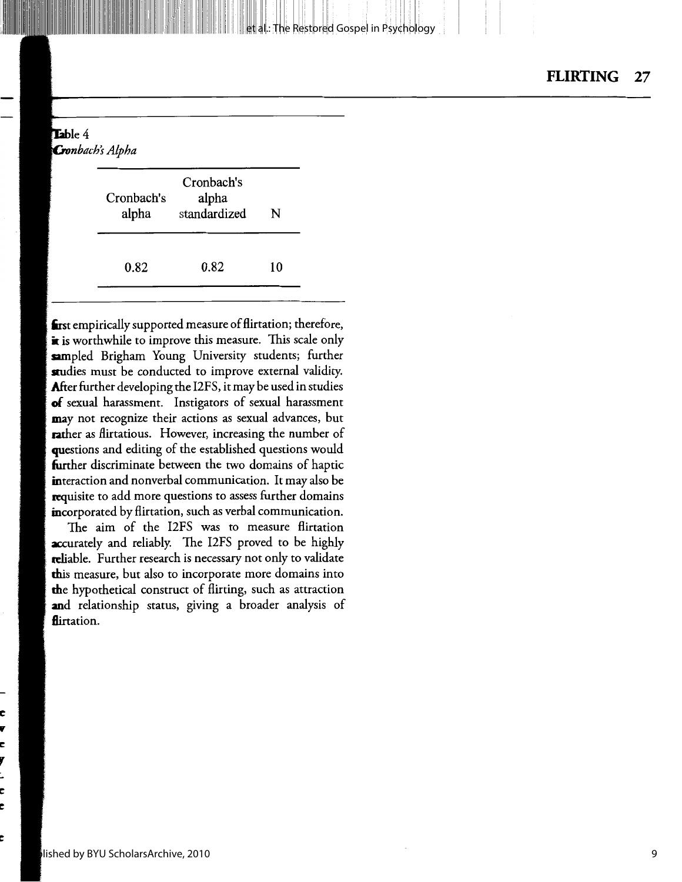Table 4

*Cronbach's Alpha*

| Cronbach's alpha | Cronbach's alpha standardized | N |
| --- | --- | --- |
| 0.82 | 0.82 | 10 |

first empirically supported measure of flirtation; therefore, it is worthwhile to improve this measure. This scale only sampled Brigham Young University students; further studies must be conducted to improve external validity. After further developing the I2FS, it may be used in studies of sexual harassment. Instigators of sexual harassment may not recognize their actions as sexual advances, but rather as flirtatious. However, increasing the number of questions and editing of the established questions would further discriminate between the two domains of haptic interaction and nonverbal communication. It may also be requisite to add more questions to assess further domains incorporated by flirtation, such as verbal communication.

The aim of the I2FS was to measure flirtation accurately and reliably. The I2FS proved to be highly reliable. Further research is necessary not only to validate this measure, but also to incorporate more domains into the hypothetical construct of flirting, such as attraction and relationship status, giving a broader analysis of flirtation.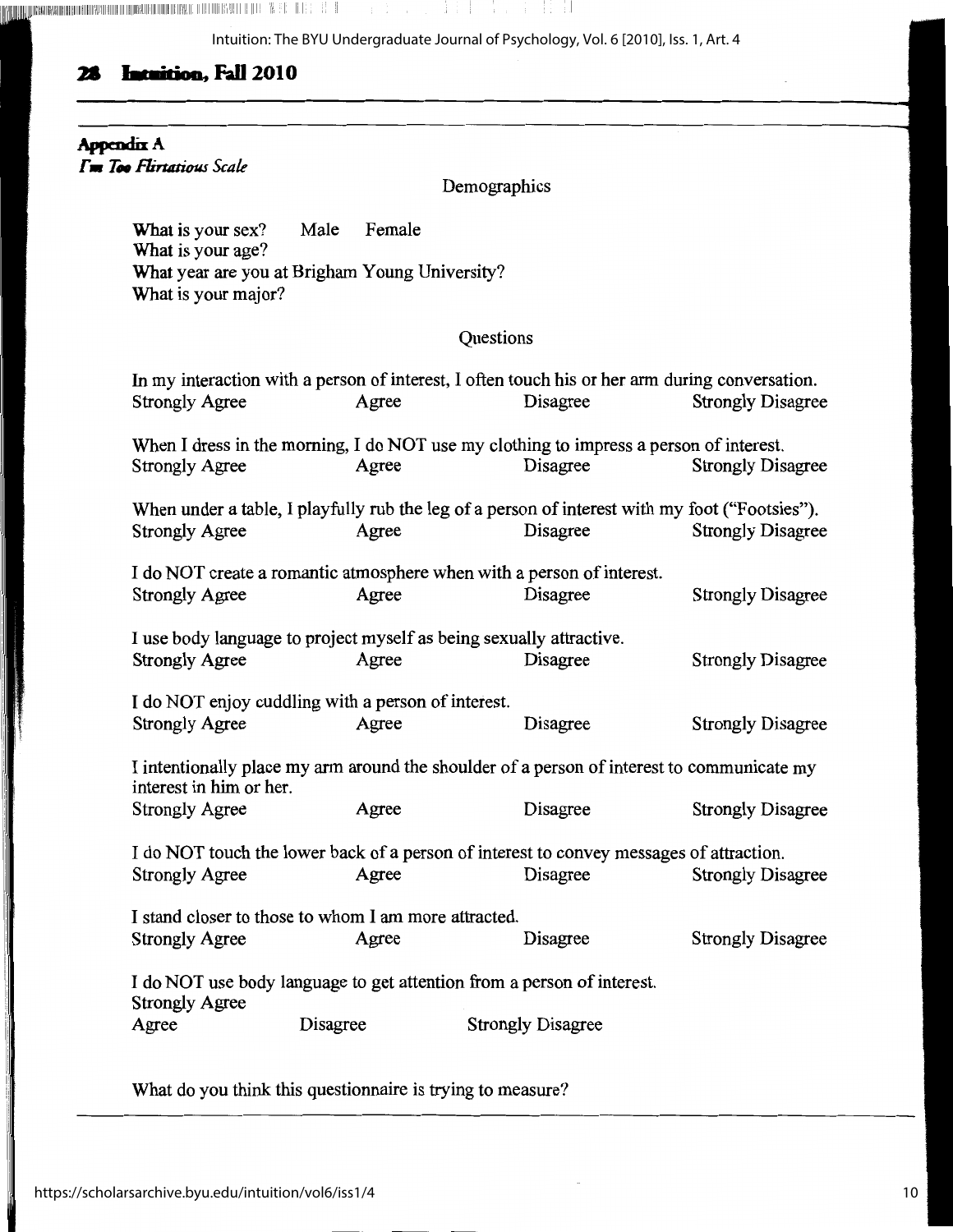## Appendix A

*I'm Too Flirtatious Scale*

### Demographics

What is your sex? Male Female
What is your age?
What year are you at Brigham Young University?
What is your major?

### Questions

In my interaction with a person of interest, I often touch his or her arm during conversation.
Strongly Agree Agree Disagree Strongly Disagree

When I dress in the morning, I do NOT use my clothing to impress a person of interest.
Strongly Agree Agree Disagree Strongly Disagree

When under a table, I playfully rub the leg of a person of interest with my foot ("Footsies").
Strongly Agree Agree Disagree Strongly Disagree

I do NOT create a romantic atmosphere when with a person of interest.
Strongly Agree Agree Disagree Strongly Disagree

I use body language to project myself as being sexually attractive.
Strongly Agree Agree Disagree Strongly Disagree

I do NOT enjoy cuddling with a person of interest.
Strongly Agree Agree Disagree Strongly Disagree

I intentionally place my arm around the shoulder of a person of interest to communicate my interest in him or her.
Strongly Agree Agree Disagree Strongly Disagree

I do NOT touch the lower back of a person of interest to convey messages of attraction.
Strongly Agree Agree Disagree Strongly Disagree

I stand closer to those to whom I am more attracted.
Strongly Agree Agree Disagree Strongly Disagree

I do NOT use body language to get attention from a person of interest.
Strongly Agree
Agree Disagree Strongly Disagree

What do you think this questionnaire is trying to measure?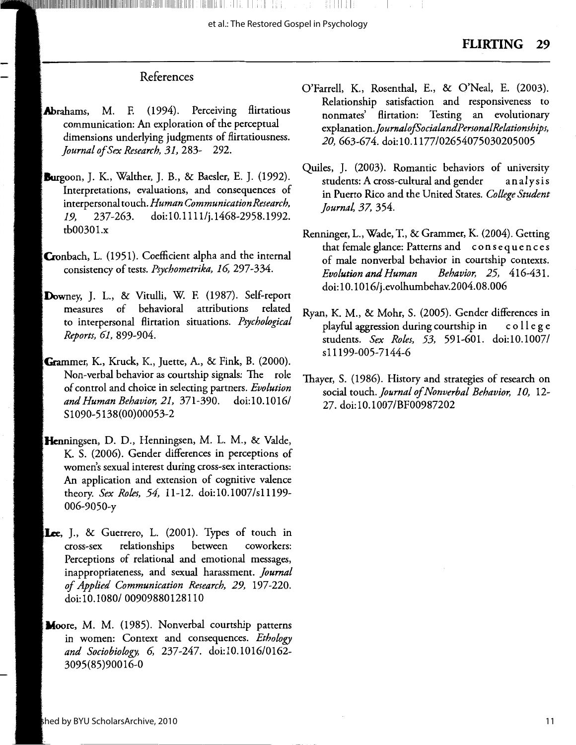## References

Abrahams, M. F. (1994). Perceiving flirtatious communication: An exploration of the perceptual dimensions underlying judgments of flirtatiousness. *Journal of Sex Research, 31,* 283- 292.

Burgoon, J. K., Walther, J. B., & Baesler, E. J. (1992). Interpretations, evaluations, and consequences of interpersonal touch. *Human Communication Research, 19,* 237-263. doi:10.1111/j.1468-2958.1992.tb00301.x

Cronbach, L. (1951). Coefficient alpha and the internal consistency of tests. *Psychometrika, 16,* 297-334.

Downey, J. L., & Vitulli, W. F. (1987). Self-report measures of behavioral attributions related to interpersonal flirtation situations. *Psychological Reports, 61,* 899-904.

Grammer, K., Kruck, K., Juette, A., & Fink, B. (2000). Non-verbal behavior as courtship signals: The role of control and choice in selecting partners. *Evolution and Human Behavior, 21,* 371-390. doi:10.1016/S1090-5138(00)00053-2

Henningsen, D. D., Henningsen, M. L. M., & Valde, K. S. (2006). Gender differences in perceptions of women's sexual interest during cross-sex interactions: An application and extension of cognitive valence theory. *Sex Roles, 54,* 11-12. doi:10.1007/s11199-006-9050-y

Lee, J., & Guerrero, L. (2001). Types of touch in cross-sex relationships between coworkers: Perceptions of relational and emotional messages, inappropriateness, and sexual harassment. *Journal of Applied Communication Research, 29,* 197-220. doi:10.1080/ 00909880128110

Moore, M. M. (1985). Nonverbal courtship patterns in women: Context and consequences. *Ethology and Sociobiology, 6,* 237-247. doi:10.1016/0162-3095(85)90016-0

O'Farrell, K., Rosenthal, E., & O'Neal, E. (2003). Relationship satisfaction and responsiveness to nonmates' flirtation: Testing an evolutionary explanation. *Journal of Social and Personal Relationships, 20,* 663-674. doi:10.1177/02654075030205005

Quiles, J. (2003). Romantic behaviors of university students: A cross-cultural and gender analysis in Puerto Rico and the United States. *College Student Journal, 37,* 354.

Renninger, L., Wade, T., & Grammer, K. (2004). Getting that female glance: Patterns and consequences of male nonverbal behavior in courtship contexts. *Evolution and Human Behavior, 25,* 416-431. doi:10.1016/j.evolhumbehav.2004.08.006

Ryan, K. M., & Mohr, S. (2005). Gender differences in playful aggression during courtship in college students. *Sex Roles, 53,* 591-601. doi:10.1007/s11199-005-7144-6

Thayer, S. (1986). History and strategies of research on social touch. *Journal of Nonverbal Behavior, 10,* 12-27. doi:10.1007/BF00987202